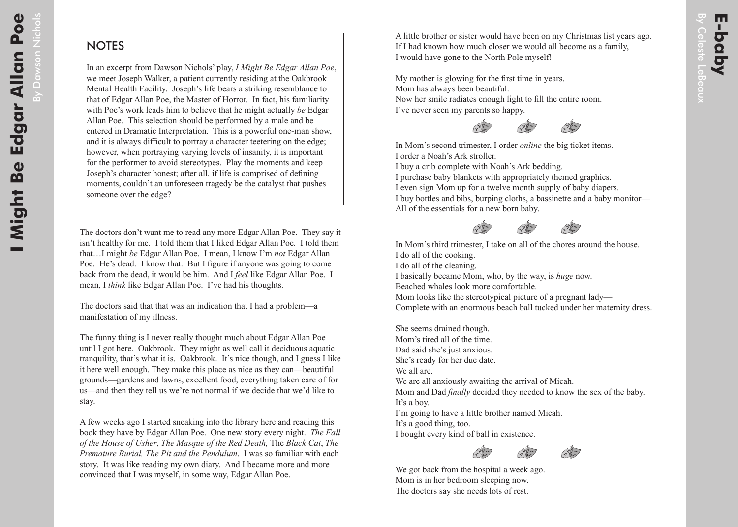# I Might Be Edgar Allan Poe

By Dawson Nichols

## NOTES

In an excerpt from Dawson Nichols' play, *I Might Be Edgar Allan Poe*, we meet Joseph Walker, a patient currently residing at the Oakbrook Mental Health Facility. Joseph's life bears a striking resemblance to that of Edgar Allan Poe, the Master of Horror. In fact, his familiarity with Poe's work leads him to believe that he might actually *be* Edgar Allan Poe. This selection should be performed by a male and be entered in Dramatic Interpretation. This is a powerful one-man show, and it is always difficult to portray a character teetering on the edge; however, when portraying varying levels of insanity, it is important for the performer to avoid stereotypes. Play the moments and keep Joseph's character honest; after all, if life is comprised of defining moments, couldn't an unforeseen tragedy be the catalyst that pushes someone over the edge?

The doctors don't want me to read any more Edgar Allan Poe. They say it isn't healthy for me. I told them that I liked Edgar Allan Poe. I told them that…I might *be* Edgar Allan Poe. I mean, I know I'm *not* Edgar Allan Poe. He's dead. I know that. But I figure if anyone was going to come back from the dead, it would be him. And I *feel* like Edgar Allan Poe. I mean, I *think* like Edgar Allan Poe. I've had his thoughts.

The doctors said that that was an indication that I had a problem—a manifestation of my illness.

The funny thing is I never really thought much about Edgar Allan Poe until I got here. Oakbrook. They might as well call it deciduous aquatic tranquility, that's what it is. Oakbrook. It's nice though, and I guess I like it here well enough. They make this place as nice as they can—beautiful grounds—gardens and lawns, excellent food, everything taken care of for us—and then they tell us we're not normal if we decide that we'd like to stay.

A few weeks ago I started sneaking into the library here and reading this book they have by Edgar Allan Poe. One new story every night. *The Fall of the House of Usher*, *The Masque of the Red Death,* The *Black Cat*, *The Premature Burial, The Pit and the Pendulum*. I was so familiar with each story. It was like reading my own diary. And I became more and more convinced that I was myself, in some way, Edgar Allan Poe.

# E-baby

By Celeste LeBeaux

A little brother or sister would have been on my Christmas list years ago.
If I had known how much closer we would all become as a family,
I would have gone to the North Pole myself!

My mother is glowing for the first time in years.
Mom has always been beautiful.
Now her smile radiates enough light to fill the entire room.
I've never seen my parents so happy.

In Mom's second trimester, I order *online* the big ticket items.
I order a Noah's Ark stroller.
I buy a crib complete with Noah's Ark bedding.
I purchase baby blankets with appropriately themed graphics.
I even sign Mom up for a twelve month supply of baby diapers.
I buy bottles and bibs, burping cloths, a bassinette and a baby monitor—
All of the essentials for a new born baby.

In Mom's third trimester, I take on all of the chores around the house.
I do all of the cooking.
I do all of the cleaning.
I basically became Mom, who, by the way, is *huge* now.
Beached whales look more comfortable.
Mom looks like the stereotypical picture of a pregnant lady—
Complete with an enormous beach ball tucked under her maternity dress.

She seems drained though.
Mom's tired all of the time.
Dad said she's just anxious.
She's ready for her due date.
We all are.
We are all anxiously awaiting the arrival of Micah.
Mom and Dad *finally* decided they needed to know the sex of the baby.
It's a boy.
I'm going to have a little brother named Micah.
It's a good thing, too.
I bought every kind of ball in existence.

We got back from the hospital a week ago.
Mom is in her bedroom sleeping now.
The doctors say she needs lots of rest.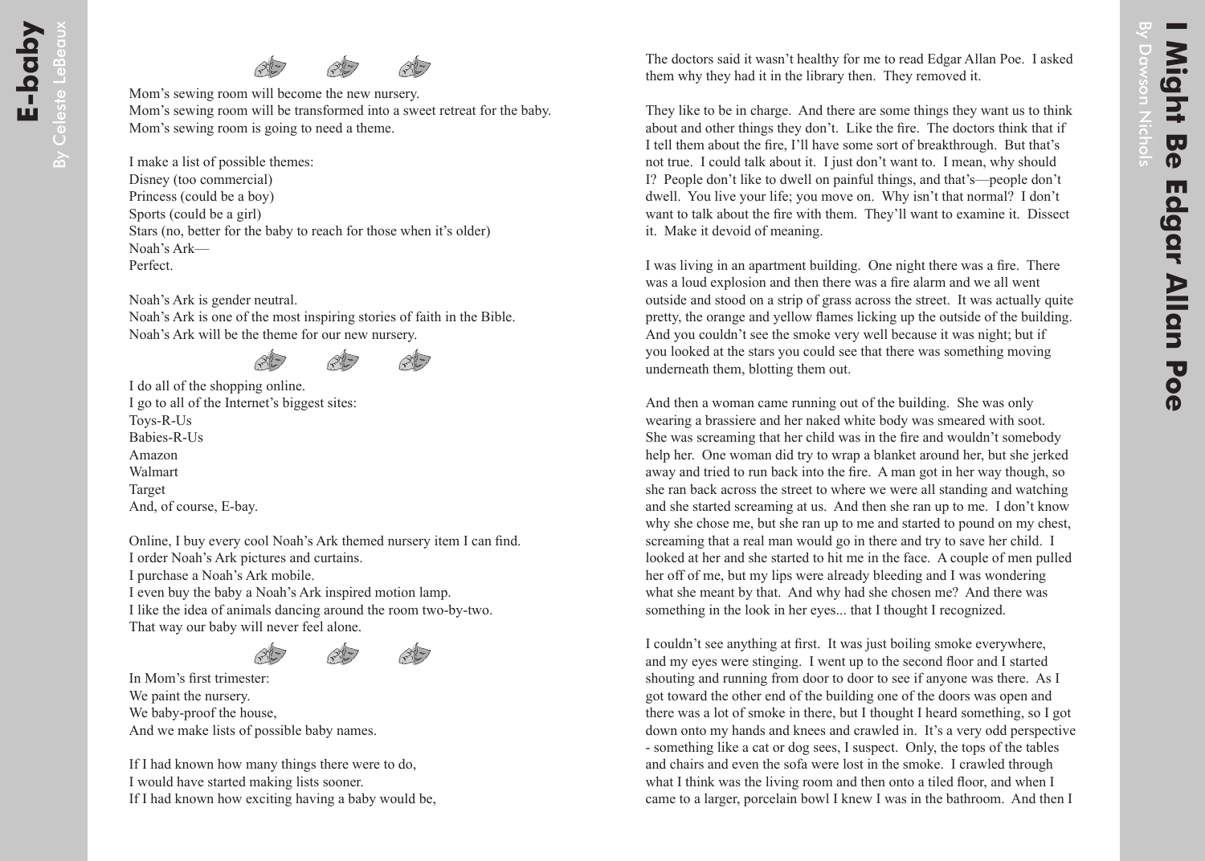# E-baby

By Celeste LeBeaux

Mom's sewing room will become the new nursery.
Mom's sewing room will be transformed into a sweet retreat for the baby.
Mom's sewing room is going to need a theme.

I make a list of possible themes:
Disney (too commercial)
Princess (could be a boy)
Sports (could be a girl)
Stars (no, better for the baby to reach for those when it's older)
Noah's Ark—
Perfect.

Noah's Ark is gender neutral.
Noah's Ark is one of the most inspiring stories of faith in the Bible.
Noah's Ark will be the theme for our new nursery.

I do all of the shopping online.
I go to all of the Internet's biggest sites:
Toys-R-Us
Babies-R-Us
Amazon
Walmart
Target
And, of course, E-bay.

Online, I buy every cool Noah's Ark themed nursery item I can find.
I order Noah's Ark pictures and curtains.
I purchase a Noah's Ark mobile.
I even buy the baby a Noah's Ark inspired motion lamp.
I like the idea of animals dancing around the room two-by-two.
That way our baby will never feel alone.

In Mom's first trimester:
We paint the nursery.
We baby-proof the house,
And we make lists of possible baby names.

If I had known how many things there were to do,
I would have started making lists sooner.
If I had known how exciting having a baby would be,

# I Might Be Edgar Allan Poe

By Dawson Nichols

The doctors said it wasn't healthy for me to read Edgar Allan Poe. I asked them why they had it in the library then. They removed it.

They like to be in charge. And there are some things they want us to think about and other things they don't. Like the fire. The doctors think that if I tell them about the fire, I'll have some sort of breakthrough. But that's not true. I could talk about it. I just don't want to. I mean, why should I? People don't like to dwell on painful things, and that's—people don't dwell. You live your life; you move on. Why isn't that normal? I don't want to talk about the fire with them. They'll want to examine it. Dissect it. Make it devoid of meaning.

I was living in an apartment building. One night there was a fire. There was a loud explosion and then there was a fire alarm and we all went outside and stood on a strip of grass across the street. It was actually quite pretty, the orange and yellow flames licking up the outside of the building. And you couldn't see the smoke very well because it was night; but if you looked at the stars you could see that there was something moving underneath them, blotting them out.

And then a woman came running out of the building. She was only wearing a brassiere and her naked white body was smeared with soot. She was screaming that her child was in the fire and wouldn't somebody help her. One woman did try to wrap a blanket around her, but she jerked away and tried to run back into the fire. A man got in her way though, so she ran back across the street to where we were all standing and watching and she started screaming at us. And then she ran up to me. I don't know why she chose me, but she ran up to me and started to pound on my chest, screaming that a real man would go in there and try to save her child. I looked at her and she started to hit me in the face. A couple of men pulled her off of me, but my lips were already bleeding and I was wondering what she meant by that. And why had she chosen me? And there was something in the look in her eyes... that I thought I recognized.

I couldn't see anything at first. It was just boiling smoke everywhere, and my eyes were stinging. I went up to the second floor and I started shouting and running from door to door to see if anyone was there. As I got toward the other end of the building one of the doors was open and there was a lot of smoke in there, but I thought I heard something, so I got down onto my hands and knees and crawled in. It's a very odd perspective - something like a cat or dog sees, I suspect. Only, the tops of the tables and chairs and even the sofa were lost in the smoke. I crawled through what I think was the living room and then onto a tiled floor, and when I came to a larger, porcelain bowl I knew I was in the bathroom. And then I